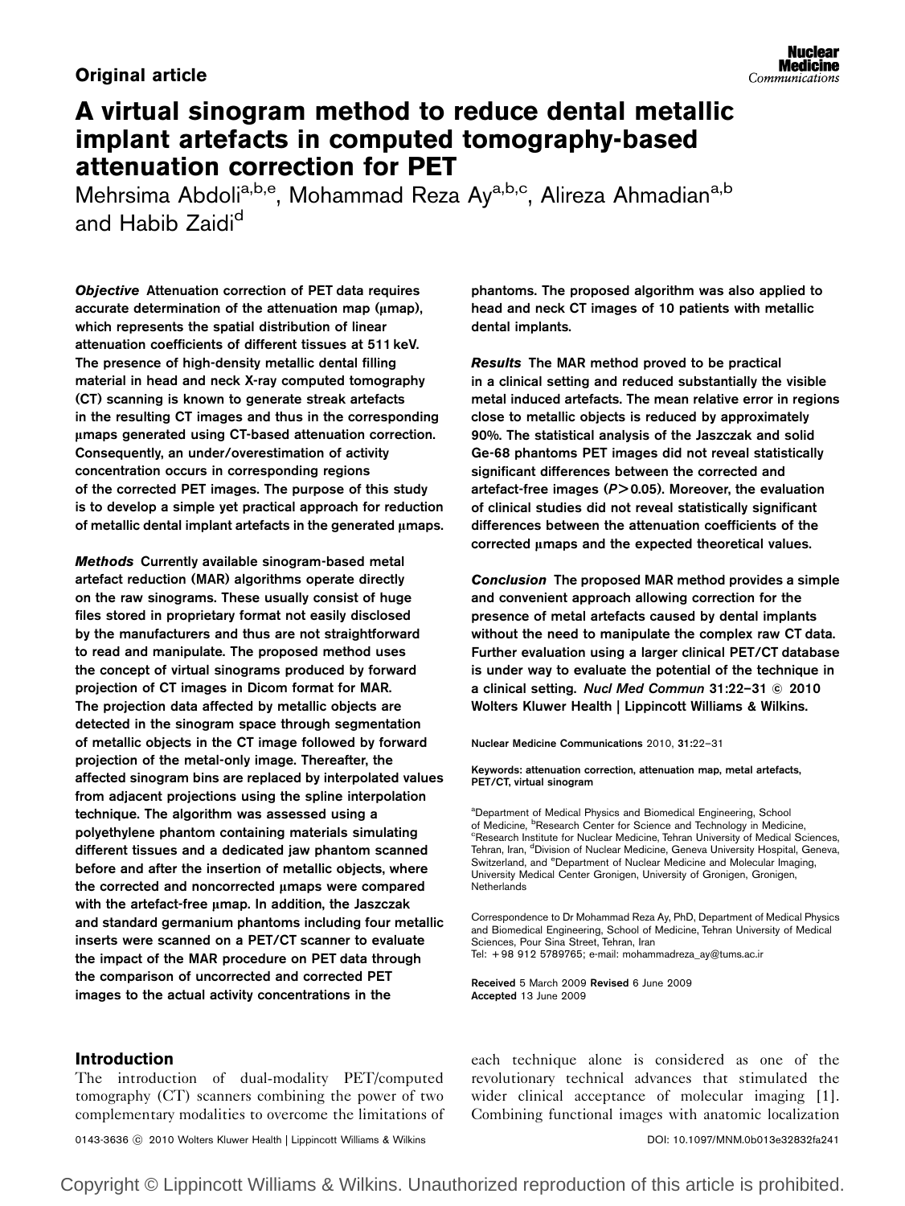Original article

# A virtual sinogram method to reduce dental metallic implant artefacts in computed tomography-based attenuation correction for PET

Mehrsima Abdoli[a,b,e], Mohammad Reza Ay[a,b,c], Alireza Ahmadian[a,b] and Habib Zaidi[d]

***Objective*** Attenuation correction of PET data requires accurate determination of the attenuation map (μmap), which represents the spatial distribution of linear attenuation coefficients of different tissues at 511 keV. The presence of high-density metallic dental filling material in head and neck X-ray computed tomography (CT) scanning is known to generate streak artefacts in the resulting CT images and thus in the corresponding μmaps generated using CT-based attenuation correction. Consequently, an under/overestimation of activity concentration occurs in corresponding regions of the corrected PET images. The purpose of this study is to develop a simple yet practical approach for reduction of metallic dental implant artefacts in the generated μmaps.

***Methods*** Currently available sinogram-based metal artefact reduction (MAR) algorithms operate directly on the raw sinograms. These usually consist of huge files stored in proprietary format not easily disclosed by the manufacturers and thus are not straightforward to read and manipulate. The proposed method uses the concept of virtual sinograms produced by forward projection of CT images in Dicom format for MAR. The projection data affected by metallic objects are detected in the sinogram space through segmentation of metallic objects in the CT image followed by forward projection of the metal-only image. Thereafter, the affected sinogram bins are replaced by interpolated values from adjacent projections using the spline interpolation technique. The algorithm was assessed using a polyethylene phantom containing materials simulating different tissues and a dedicated jaw phantom scanned before and after the insertion of metallic objects, where the corrected and noncorrected μmaps were compared with the artefact-free μmap. In addition, the Jaszczak and standard germanium phantoms including four metallic inserts were scanned on a PET/CT scanner to evaluate the impact of the MAR procedure on PET data through the comparison of uncorrected and corrected PET images to the actual activity concentrations in the phantoms. The proposed algorithm was also applied to head and neck CT images of 10 patients with metallic dental implants.

***Results*** The MAR method proved to be practical in a clinical setting and reduced substantially the visible metal induced artefacts. The mean relative error in regions close to metallic objects is reduced by approximately 90%. The statistical analysis of the Jaszczak and solid Ge-68 phantoms PET images did not reveal statistically significant differences between the corrected and artefact-free images ($P > 0.05$). Moreover, the evaluation of clinical studies did not reveal statistically significant differences between the attenuation coefficients of the corrected μmaps and the expected theoretical values.

***Conclusion*** The proposed MAR method provides a simple and convenient approach allowing correction for the presence of metal artefacts caused by dental implants without the need to manipulate the complex raw CT data. Further evaluation using a larger clinical PET/CT database is under way to evaluate the potential of the technique in a clinical setting. *Nucl Med Commun* 31:22–31 © 2010 Wolters Kluwer Health | Lippincott Williams & Wilkins.

Nuclear Medicine Communications 2010, 31:22–31

Keywords: attenuation correction, attenuation map, metal artefacts, PET/CT, virtual sinogram

[a]Department of Medical Physics and Biomedical Engineering, School of Medicine, [b]Research Center for Science and Technology in Medicine, [c]Research Institute for Nuclear Medicine, Tehran University of Medical Sciences, Tehran, Iran, [d]Division of Nuclear Medicine, Geneva University Hospital, Geneva, Switzerland, and [e]Department of Nuclear Medicine and Molecular Imaging, University Medical Center Gronigen, University of Gronigen, Gronigen, Netherlands

Correspondence to Dr Mohammad Reza Ay, PhD, Department of Medical Physics and Biomedical Engineering, School of Medicine, Tehran University of Medical Sciences, Pour Sina Street, Tehran, Iran
Tel: +98 912 5789765; e-mail: mohammadreza_ay@tums.ac.ir

Received 5 March 2009 Revised 6 June 2009
Accepted 13 June 2009

## Introduction

The introduction of dual-modality PET/computed tomography (CT) scanners combining the power of two complementary modalities to overcome the limitations of each technique alone is considered as one of the revolutionary technical advances that stimulated the wider clinical acceptance of molecular imaging [1]. Combining functional images with anatomic localization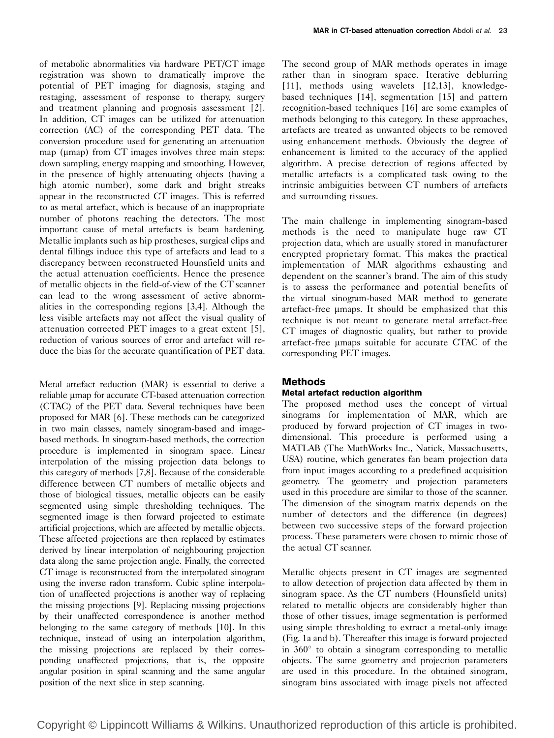of metabolic abnormalities via hardware PET/CT image registration was shown to dramatically improve the potential of PET imaging for diagnosis, staging and restaging, assessment of response to therapy, surgery and treatment planning and prognosis assessment [2]. In addition, CT images can be utilized for attenuation correction (AC) of the corresponding PET data. The conversion procedure used for generating an attenuation map (μmap) from CT images involves three main steps: down sampling, energy mapping and smoothing. However, in the presence of highly attenuating objects (having a high atomic number), some dark and bright streaks appear in the reconstructed CT images. This is referred to as metal artefact, which is because of an inappropriate number of photons reaching the detectors. The most important cause of metal artefacts is beam hardening. Metallic implants such as hip prostheses, surgical clips and dental fillings induce this type of artefacts and lead to a discrepancy between reconstructed Hounsfield units and the actual attenuation coefficients. Hence the presence of metallic objects in the field-of-view of the CT scanner can lead to the wrong assessment of active abnormalities in the corresponding regions [3,4]. Although the less visible artefacts may not affect the visual quality of attenuation corrected PET images to a great extent [5], reduction of various sources of error and artefact will reduce the bias for the accurate quantification of PET data.

Metal artefact reduction (MAR) is essential to derive a reliable μmap for accurate CT-based attenuation correction (CTAC) of the PET data. Several techniques have been proposed for MAR [6]. These methods can be categorized in two main classes, namely sinogram-based and image-based methods. In sinogram-based methods, the correction procedure is implemented in sinogram space. Linear interpolation of the missing projection data belongs to this category of methods [7,8]. Because of the considerable difference between CT numbers of metallic objects and those of biological tissues, metallic objects can be easily segmented using simple thresholding techniques. The segmented image is then forward projected to estimate artificial projections, which are affected by metallic objects. These affected projections are then replaced by estimates derived by linear interpolation of neighbouring projection data along the same projection angle. Finally, the corrected CT image is reconstructed from the interpolated sinogram using the inverse radon transform. Cubic spline interpolation of unaffected projections is another way of replacing the missing projections [9]. Replacing missing projections by their unaffected correspondence is another method belonging to the same category of methods [10]. In this technique, instead of using an interpolation algorithm, the missing projections are replaced by their corresponding unaffected projections, that is, the opposite angular position in spiral scanning and the same angular position of the next slice in step scanning.

The second group of MAR methods operates in image rather than in sinogram space. Iterative deblurring [11], methods using wavelets [12,13], knowledge-based techniques [14], segmentation [15] and pattern recognition-based techniques [16] are some examples of methods belonging to this category. In these approaches, artefacts are treated as unwanted objects to be removed using enhancement methods. Obviously the degree of enhancement is limited to the accuracy of the applied algorithm. A precise detection of regions affected by metallic artefacts is a complicated task owing to the intrinsic ambiguities between CT numbers of artefacts and surrounding tissues.

The main challenge in implementing sinogram-based methods is the need to manipulate huge raw CT projection data, which are usually stored in manufacturer encrypted proprietary format. This makes the practical implementation of MAR algorithms exhausting and dependent on the scanner's brand. The aim of this study is to assess the performance and potential benefits of the virtual sinogram-based MAR method to generate artefact-free μmaps. It should be emphasized that this technique is not meant to generate metal artefact-free CT images of diagnostic quality, but rather to provide artefact-free μmaps suitable for accurate CTAC of the corresponding PET images.

## Methods

### Metal artefact reduction algorithm

The proposed method uses the concept of virtual sinograms for implementation of MAR, which are produced by forward projection of CT images in two-dimensional. This procedure is performed using a MATLAB (The MathWorks Inc., Natick, Massachusetts, USA) routine, which generates fan beam projection data from input images according to a predefined acquisition geometry. The geometry and projection parameters used in this procedure are similar to those of the scanner. The dimension of the sinogram matrix depends on the number of detectors and the difference (in degrees) between two successive steps of the forward projection process. These parameters were chosen to mimic those of the actual CT scanner.

Metallic objects present in CT images are segmented to allow detection of projection data affected by them in sinogram space. As the CT numbers (Hounsfield units) related to metallic objects are considerably higher than those of other tissues, image segmentation is performed using simple thresholding to extract a metal-only image (Fig. 1a and b). Thereafter this image is forward projected in 360° to obtain a sinogram corresponding to metallic objects. The same geometry and projection parameters are used in this procedure. In the obtained sinogram, sinogram bins associated with image pixels not affected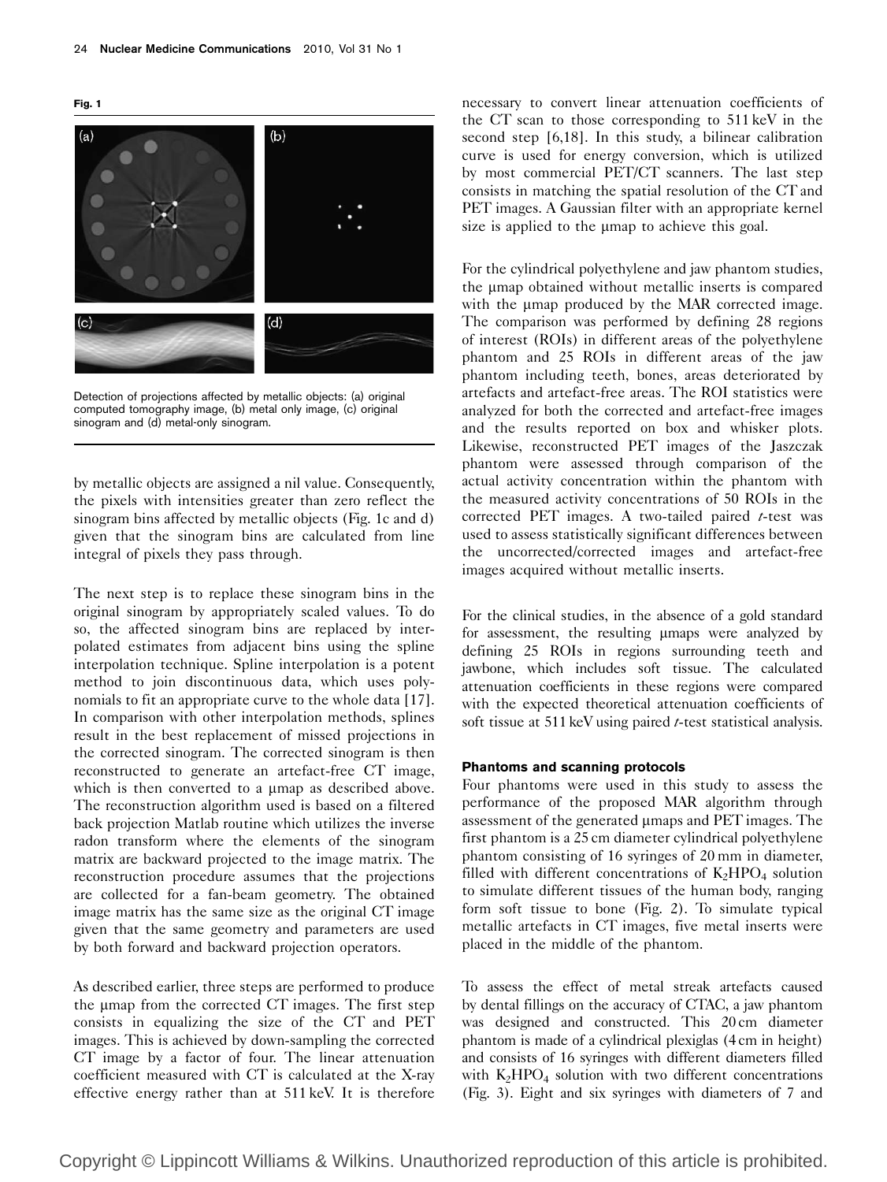**Fig. 1**

(a) (b) (c) (d)

Detection of projections affected by metallic objects: (a) original computed tomography image, (b) metal only image, (c) original sinogram and (d) metal-only sinogram.

by metallic objects are assigned a nil value. Consequently, the pixels with intensities greater than zero reflect the sinogram bins affected by metallic objects (Fig. 1c and d) given that the sinogram bins are calculated from line integral of pixels they pass through.

The next step is to replace these sinogram bins in the original sinogram by appropriately scaled values. To do so, the affected sinogram bins are replaced by interpolated estimates from adjacent bins using the spline interpolation technique. Spline interpolation is a potent method to join discontinuous data, which uses polynomials to fit an appropriate curve to the whole data [17]. In comparison with other interpolation methods, splines result in the best replacement of missed projections in the corrected sinogram. The corrected sinogram is then reconstructed to generate an artefact-free CT image, which is then converted to a μmap as described above. The reconstruction algorithm used is based on a filtered back projection Matlab routine which utilizes the inverse radon transform where the elements of the sinogram matrix are backward projected to the image matrix. The reconstruction procedure assumes that the projections are collected for a fan-beam geometry. The obtained image matrix has the same size as the original CT image given that the same geometry and parameters are used by both forward and backward projection operators.

As described earlier, three steps are performed to produce the μmap from the corrected CT images. The first step consists in equalizing the size of the CT and PET images. This is achieved by down-sampling the corrected CT image by a factor of four. The linear attenuation coefficient measured with CT is calculated at the X-ray effective energy rather than at 511 keV. It is therefore necessary to convert linear attenuation coefficients of the CT scan to those corresponding to 511 keV in the second step [6,18]. In this study, a bilinear calibration curve is used for energy conversion, which is utilized by most commercial PET/CT scanners. The last step consists in matching the spatial resolution of the CT and PET images. A Gaussian filter with an appropriate kernel size is applied to the μmap to achieve this goal.

For the cylindrical polyethylene and jaw phantom studies, the μmap obtained without metallic inserts is compared with the μmap produced by the MAR corrected image. The comparison was performed by defining 28 regions of interest (ROIs) in different areas of the polyethylene phantom and 25 ROIs in different areas of the jaw phantom including teeth, bones, areas deteriorated by artefacts and artefact-free areas. The ROI statistics were analyzed for both the corrected and artefact-free images and the results reported on box and whisker plots. Likewise, reconstructed PET images of the Jaszczak phantom were assessed through comparison of the actual activity concentration within the phantom with the measured activity concentrations of 50 ROIs in the corrected PET images. A two-tailed paired *t*-test was used to assess statistically significant differences between the uncorrected/corrected images and artefact-free images acquired without metallic inserts.

For the clinical studies, in the absence of a gold standard for assessment, the resulting μmaps were analyzed by defining 25 ROIs in regions surrounding teeth and jawbone, which includes soft tissue. The calculated attenuation coefficients in these regions were compared with the expected theoretical attenuation coefficients of soft tissue at 511 keV using paired *t*-test statistical analysis.

### Phantoms and scanning protocols

Four phantoms were used in this study to assess the performance of the proposed MAR algorithm through assessment of the generated μmaps and PET images. The first phantom is a 25 cm diameter cylindrical polyethylene phantom consisting of 16 syringes of 20 mm in diameter, filled with different concentrations of $K_2HPO_4$ solution to simulate different tissues of the human body, ranging form soft tissue to bone (Fig. 2). To simulate typical metallic artefacts in CT images, five metal inserts were placed in the middle of the phantom.

To assess the effect of metal streak artefacts caused by dental fillings on the accuracy of CTAC, a jaw phantom was designed and constructed. This 20 cm diameter phantom is made of a cylindrical plexiglas (4 cm in height) and consists of 16 syringes with different diameters filled with $K_2HPO_4$ solution with two different concentrations (Fig. 3). Eight and six syringes with diameters of 7 and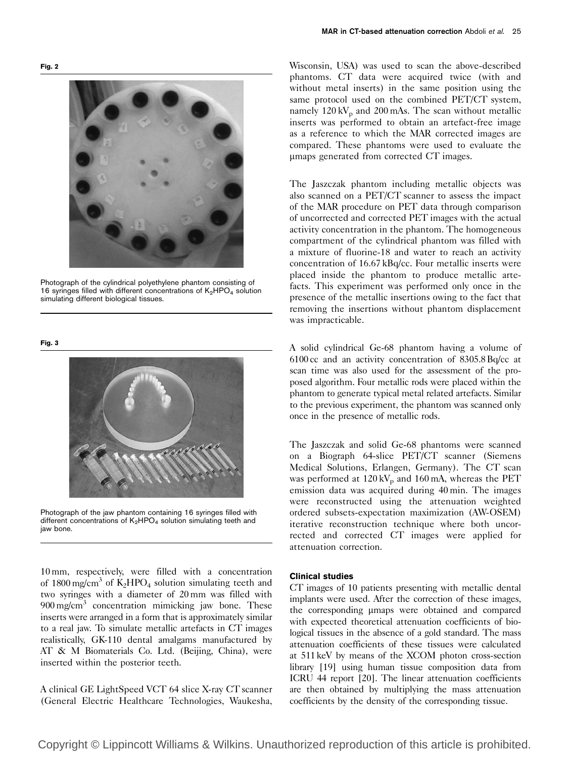**Fig. 2**

Photograph of the cylindrical polyethylene phantom consisting of 16 syringes filled with different concentrations of $K_2HPO_4$ solution simulating different biological tissues.

**Fig. 3**

Photograph of the jaw phantom containing 16 syringes filled with different concentrations of $K_2HPO_4$ solution simulating teeth and jaw bone.

10 mm, respectively, were filled with a concentration of 1800 mg/cm$^3$ of $K_2HPO_4$ solution simulating teeth and two syringes with a diameter of 20 mm was filled with 900 mg/cm$^3$ concentration mimicking jaw bone. These inserts were arranged in a form that is approximately similar to a real jaw. To simulate metallic artefacts in CT images realistically, GK-110 dental amalgams manufactured by AT & M Biomaterials Co. Ltd. (Beijing, China), were inserted within the posterior teeth.

A clinical GE LightSpeed VCT 64 slice X-ray CT scanner (General Electric Healthcare Technologies, Waukesha, Wisconsin, USA) was used to scan the above-described phantoms. CT data were acquired twice (with and without metal inserts) in the same position using the same protocol used on the combined PET/CT system, namely 120 kV$_p$ and 200 mAs. The scan without metallic inserts was performed to obtain an artefact-free image as a reference to which the MAR corrected images are compared. These phantoms were used to evaluate the μmaps generated from corrected CT images.

The Jaszczak phantom including metallic objects was also scanned on a PET/CT scanner to assess the impact of the MAR procedure on PET data through comparison of uncorrected and corrected PET images with the actual activity concentration in the phantom. The homogeneous compartment of the cylindrical phantom was filled with a mixture of fluorine-18 and water to reach an activity concentration of 16.67 kBq/cc. Four metallic inserts were placed inside the phantom to produce metallic artefacts. This experiment was performed only once in the presence of the metallic insertions owing to the fact that removing the insertions without phantom displacement was impracticable.

A solid cylindrical Ge-68 phantom having a volume of 6100 cc and an activity concentration of 8305.8 Bq/cc at scan time was also used for the assessment of the proposed algorithm. Four metallic rods were placed within the phantom to generate typical metal related artefacts. Similar to the previous experiment, the phantom was scanned only once in the presence of metallic rods.

The Jaszczak and solid Ge-68 phantoms were scanned on a Biograph 64-slice PET/CT scanner (Siemens Medical Solutions, Erlangen, Germany). The CT scan was performed at 120 kV$_p$ and 160 mA, whereas the PET emission data was acquired during 40 min. The images were reconstructed using the attenuation weighted ordered subsets-expectation maximization (AW-OSEM) iterative reconstruction technique where both uncorrected and corrected CT images were applied for attenuation correction.

### Clinical studies

CT images of 10 patients presenting with metallic dental implants were used. After the correction of these images, the corresponding μmaps were obtained and compared with expected theoretical attenuation coefficients of biological tissues in the absence of a gold standard. The mass attenuation coefficients of these tissues were calculated at 511 keV by means of the XCOM photon cross-section library [19] using human tissue composition data from ICRU 44 report [20]. The linear attenuation coefficients are then obtained by multiplying the mass attenuation coefficients by the density of the corresponding tissue.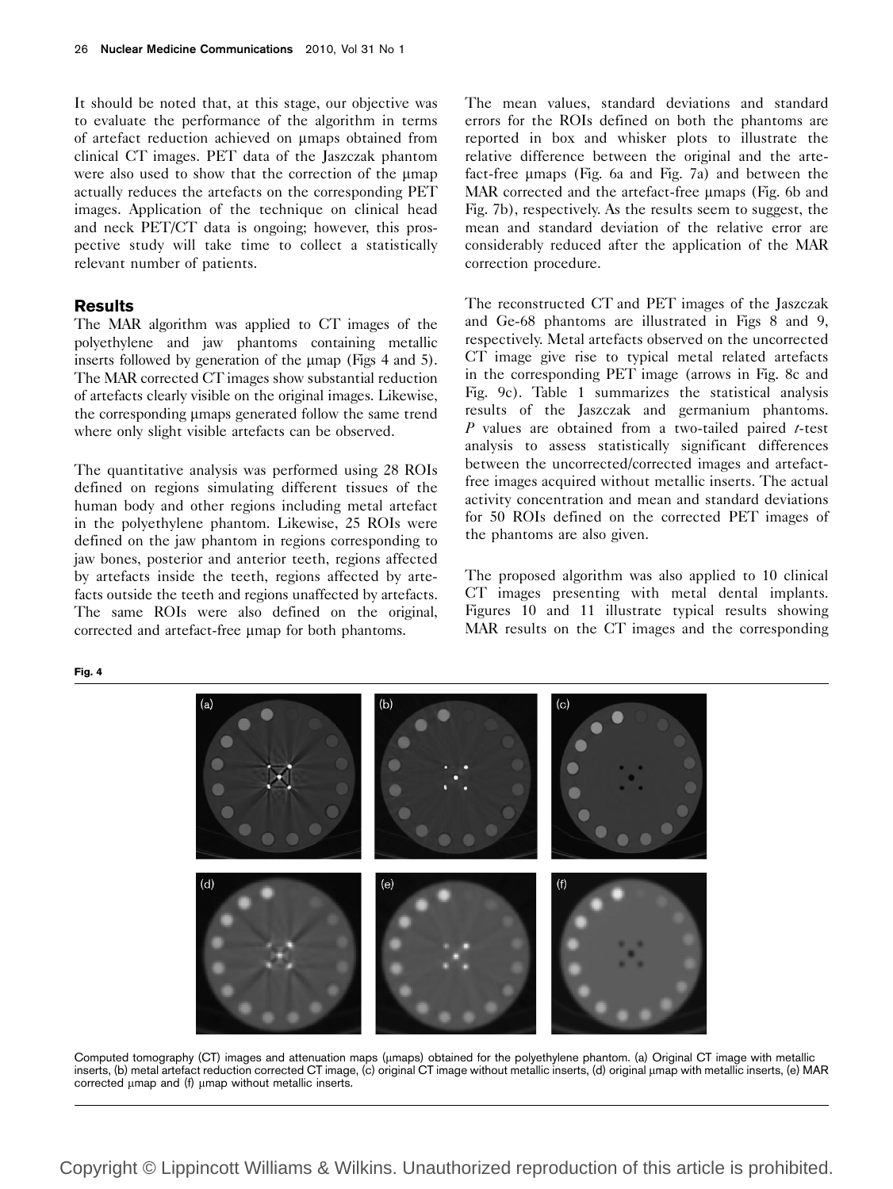It should be noted that, at this stage, our objective was to evaluate the performance of the algorithm in terms of artefact reduction achieved on μmaps obtained from clinical CT images. PET data of the Jaszczak phantom were also used to show that the correction of the μmap actually reduces the artefacts on the corresponding PET images. Application of the technique on clinical head and neck PET/CT data is ongoing; however, this prospective study will take time to collect a statistically relevant number of patients.

## Results

The MAR algorithm was applied to CT images of the polyethylene and jaw phantoms containing metallic inserts followed by generation of the μmap (Figs 4 and 5). The MAR corrected CT images show substantial reduction of artefacts clearly visible on the original images. Likewise, the corresponding μmaps generated follow the same trend where only slight visible artefacts can be observed.

The quantitative analysis was performed using 28 ROIs defined on regions simulating different tissues of the human body and other regions including metal artefact in the polyethylene phantom. Likewise, 25 ROIs were defined on the jaw phantom in regions corresponding to jaw bones, posterior and anterior teeth, regions affected by artefacts inside the teeth, regions affected by artefacts outside the teeth and regions unaffected by artefacts. The same ROIs were also defined on the original, corrected and artefact-free μmap for both phantoms.

The mean values, standard deviations and standard errors for the ROIs defined on both the phantoms are reported in box and whisker plots to illustrate the relative difference between the original and the artefact-free μmaps (Fig. 6a and Fig. 7a) and between the MAR corrected and the artefact-free μmaps (Fig. 6b and Fig. 7b), respectively. As the results seem to suggest, the mean and standard deviation of the relative error are considerably reduced after the application of the MAR correction procedure.

The reconstructed CT and PET images of the Jaszczak and Ge-68 phantoms are illustrated in Figs 8 and 9, respectively. Metal artefacts observed on the uncorrected CT image give rise to typical metal related artefacts in the corresponding PET image (arrows in Fig. 8c and Fig. 9c). Table 1 summarizes the statistical analysis results of the Jaszczak and germanium phantoms. $P$ values are obtained from a two-tailed paired $t$-test analysis to assess statistically significant differences between the uncorrected/corrected images and artefact-free images acquired without metallic inserts. The actual activity concentration and mean and standard deviations for 50 ROIs defined on the corrected PET images of the phantoms are also given.

The proposed algorithm was also applied to 10 clinical CT images presenting with metal dental implants. Figures 10 and 11 illustrate typical results showing MAR results on the CT images and the corresponding

**Fig. 4**

Computed tomography (CT) images and attenuation maps (μmaps) obtained for the polyethylene phantom. (a) Original CT image with metallic inserts, (b) metal artefact reduction corrected CT image, (c) original CT image without metallic inserts, (d) original μmap with metallic inserts, (e) MAR corrected μmap and (f) μmap without metallic inserts.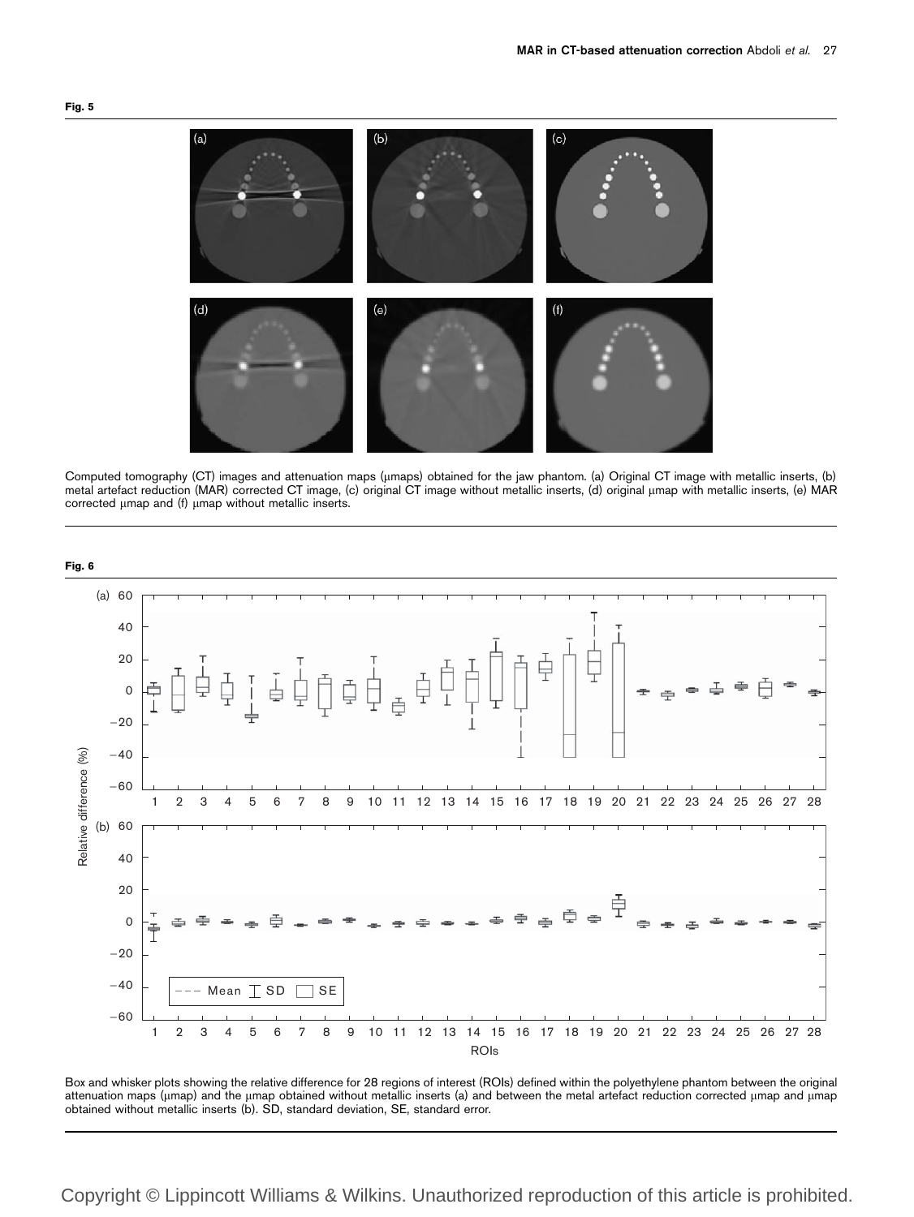**Fig. 5**

Computed tomography (CT) images and attenuation maps (μmaps) obtained for the jaw phantom. (a) Original CT image with metallic inserts, (b) metal artefact reduction (MAR) corrected CT image, (c) original CT image without metallic inserts, (d) original μmap with metallic inserts, (e) MAR corrected μmap and (f) μmap without metallic inserts.

**Fig. 6**

Box and whisker plots showing the relative difference for 28 regions of interest (ROIs) defined within the polyethylene phantom between the original attenuation maps (μmap) and the μmap obtained without metallic inserts (a) and between the metal artefact reduction corrected μmap and μmap obtained without metallic inserts (b). SD, standard deviation, SE, standard error.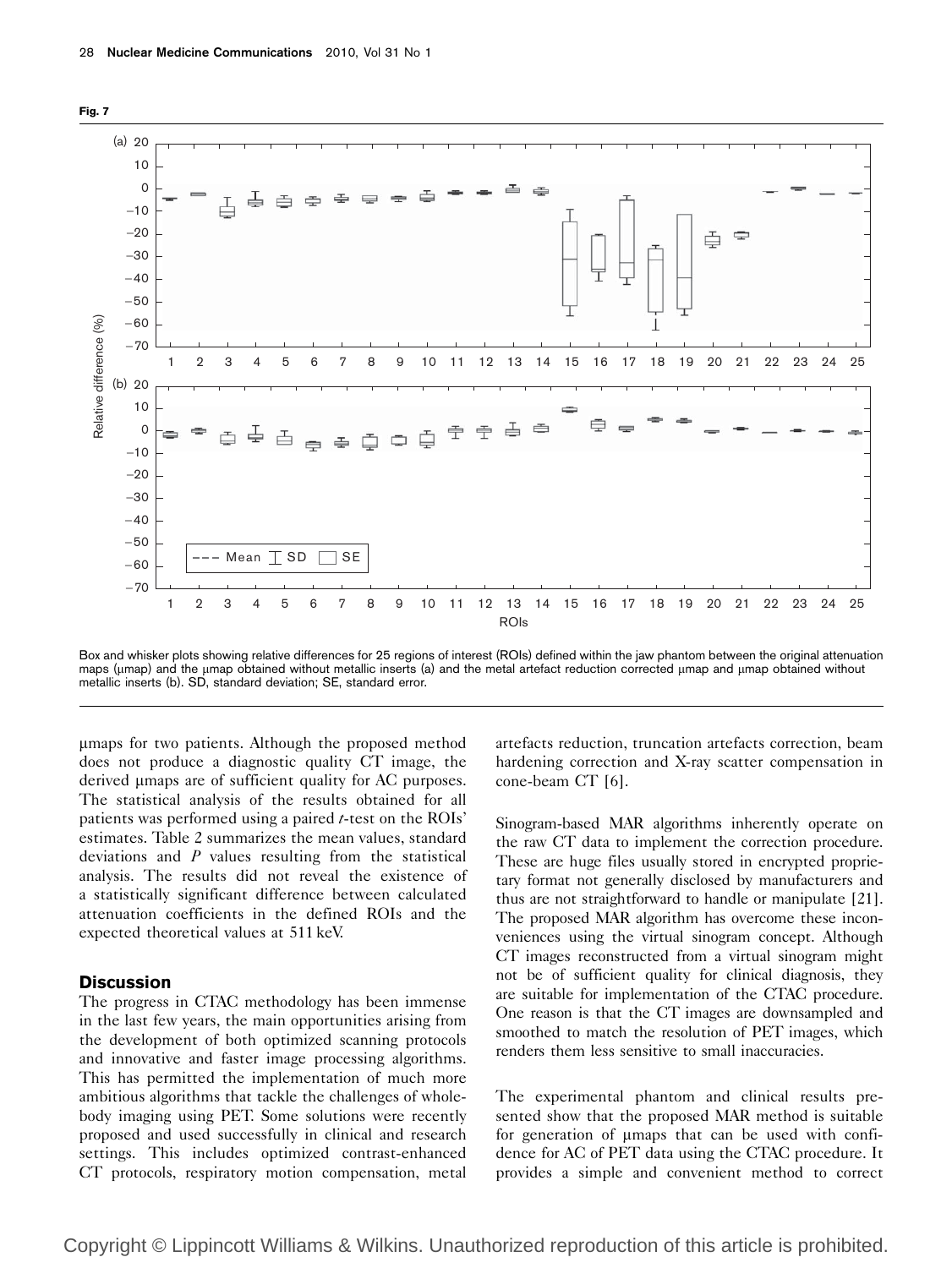**Fig. 7**

Box and whisker plots showing relative differences for 25 regions of interest (ROIs) defined within the jaw phantom between the original attenuation maps (μmap) and the μmap obtained without metallic inserts (a) and the metal artefact reduction corrected μmap and μmap obtained without metallic inserts (b). SD, standard deviation; SE, standard error.

μmaps for two patients. Although the proposed method does not produce a diagnostic quality CT image, the derived μmaps are of sufficient quality for AC purposes. The statistical analysis of the results obtained for all patients was performed using a paired *t*-test on the ROIs' estimates. Table 2 summarizes the mean values, standard deviations and *P* values resulting from the statistical analysis. The results did not reveal the existence of a statistically significant difference between calculated attenuation coefficients in the defined ROIs and the expected theoretical values at 511 keV.

## Discussion

The progress in CTAC methodology has been immense in the last few years, the main opportunities arising from the development of both optimized scanning protocols and innovative and faster image processing algorithms. This has permitted the implementation of much more ambitious algorithms that tackle the challenges of whole-body imaging using PET. Some solutions were recently proposed and used successfully in clinical and research settings. This includes optimized contrast-enhanced CT protocols, respiratory motion compensation, metal artefacts reduction, truncation artefacts correction, beam hardening correction and X-ray scatter compensation in cone-beam CT [6].

Sinogram-based MAR algorithms inherently operate on the raw CT data to implement the correction procedure. These are huge files usually stored in encrypted proprietary format not generally disclosed by manufacturers and thus are not straightforward to handle or manipulate [21]. The proposed MAR algorithm has overcome these inconveniences using the virtual sinogram concept. Although CT images reconstructed from a virtual sinogram might not be of sufficient quality for clinical diagnosis, they are suitable for implementation of the CTAC procedure. One reason is that the CT images are downsampled and smoothed to match the resolution of PET images, which renders them less sensitive to small inaccuracies.

The experimental phantom and clinical results presented show that the proposed MAR method is suitable for generation of μmaps that can be used with confidence for AC of PET data using the CTAC procedure. It provides a simple and convenient method to correct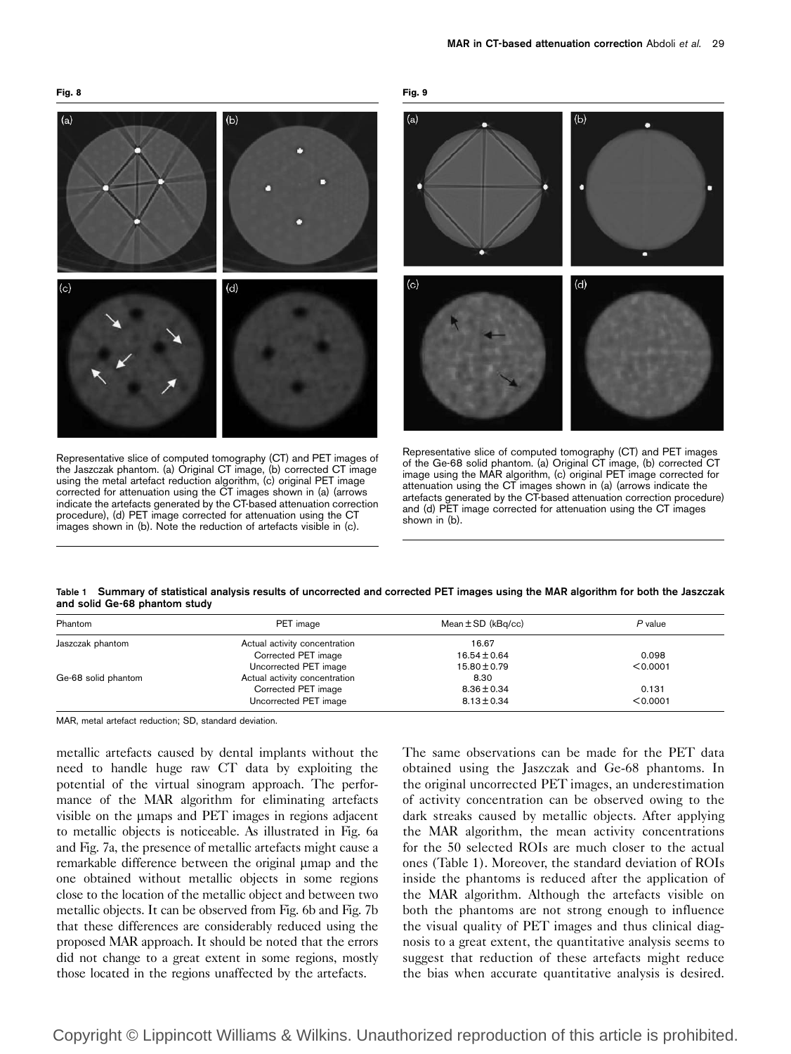**Fig. 8**

Representative slice of computed tomography (CT) and PET images of the Jaszczak phantom. (a) Original CT image, (b) corrected CT image using the metal artefact reduction algorithm, (c) original PET image corrected for attenuation using the CT images shown in (a) (arrows indicate the artefacts generated by the CT-based attenuation correction procedure), (d) PET image corrected for attenuation using the CT images shown in (b). Note the reduction of artefacts visible in (c).

**Fig. 9**

Representative slice of computed tomography (CT) and PET images of the Ge-68 solid phantom. (a) Original CT image, (b) corrected CT image using the MAR algorithm, (c) original PET image corrected for attenuation using the CT images shown in (a) (arrows indicate the artefacts generated by the CT-based attenuation correction procedure) and (d) PET image corrected for attenuation using the CT images shown in (b).

**Table 1 Summary of statistical analysis results of uncorrected and corrected PET images using the MAR algorithm for both the Jaszczak and solid Ge-68 phantom study**

| Phantom | PET image | Mean ± SD (kBq/cc) | *P* value |
|---|---|---|---|
| Jaszczak phantom | Actual activity concentration | 16.67 | |
| | Corrected PET image | 16.54 ± 0.64 | 0.098 |
| | Uncorrected PET image | 15.80 ± 0.79 | < 0.0001 |
| Ge-68 solid phantom | Actual activity concentration | 8.30 | |
| | Corrected PET image | 8.36 ± 0.34 | 0.131 |
| | Uncorrected PET image | 8.13 ± 0.34 | < 0.0001 |

MAR, metal artefact reduction; SD, standard deviation.

metallic artefacts caused by dental implants without the need to handle huge raw CT data by exploiting the potential of the virtual sinogram approach. The performance of the MAR algorithm for eliminating artefacts visible on the μmaps and PET images in regions adjacent to metallic objects is noticeable. As illustrated in Fig. 6a and Fig. 7a, the presence of metallic artefacts might cause a remarkable difference between the original μmap and the one obtained without metallic objects in some regions close to the location of the metallic object and between two metallic objects. It can be observed from Fig. 6b and Fig. 7b that these differences are considerably reduced using the proposed MAR approach. It should be noted that the errors did not change to a great extent in some regions, mostly those located in the regions unaffected by the artefacts.

The same observations can be made for the PET data obtained using the Jaszczak and Ge-68 phantoms. In the original uncorrected PET images, an underestimation of activity concentration can be observed owing to the dark streaks caused by metallic objects. After applying the MAR algorithm, the mean activity concentrations for the 50 selected ROIs are much closer to the actual ones (Table 1). Moreover, the standard deviation of ROIs inside the phantoms is reduced after the application of the MAR algorithm. Although the artefacts visible on both the phantoms are not strong enough to influence the visual quality of PET images and thus clinical diagnosis to a great extent, the quantitative analysis seems to suggest that reduction of these artefacts might reduce the bias when accurate quantitative analysis is desired.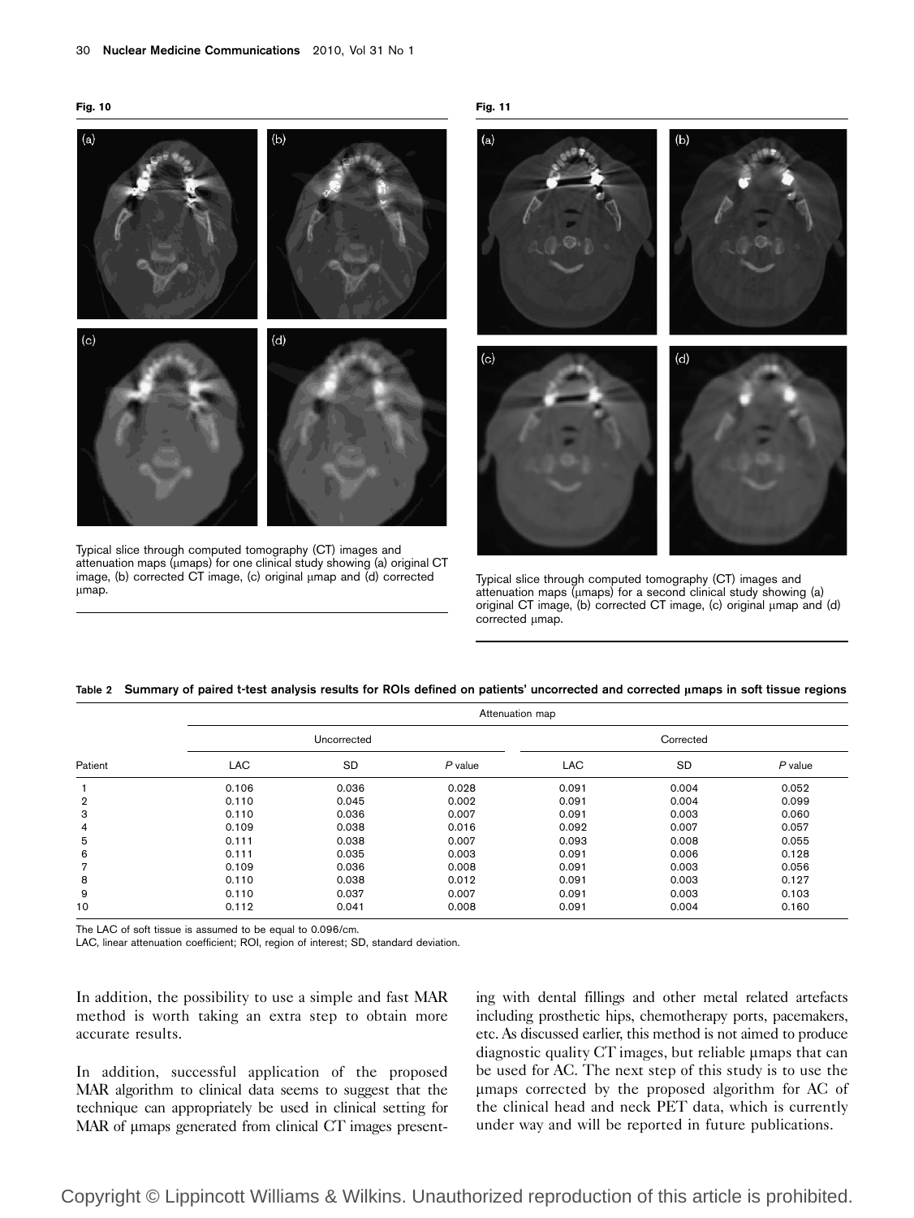**Fig. 10**

Typical slice through computed tomography (CT) images and attenuation maps (μmaps) for one clinical study showing (a) original CT image, (b) corrected CT image, (c) original μmap and (d) corrected μmap.

**Fig. 11**

Typical slice through computed tomography (CT) images and attenuation maps (μmaps) for a second clinical study showing (a) original CT image, (b) corrected CT image, (c) original μmap and (d) corrected μmap.

**Table 2 Summary of paired t-test analysis results for ROIs defined on patients' uncorrected and corrected μmaps in soft tissue regions**

| | Attenuation map | | | | | |
|---|---|---|---|---|---|---|
| | Uncorrected | | | Corrected | | |
| Patient | LAC | SD | *P* value | LAC | SD | *P* value |
| 1 | 0.106 | 0.036 | 0.028 | 0.091 | 0.004 | 0.052 |
| 2 | 0.110 | 0.045 | 0.002 | 0.091 | 0.004 | 0.099 |
| 3 | 0.110 | 0.036 | 0.007 | 0.091 | 0.003 | 0.060 |
| 4 | 0.109 | 0.038 | 0.016 | 0.092 | 0.007 | 0.057 |
| 5 | 0.111 | 0.038 | 0.007 | 0.093 | 0.008 | 0.055 |
| 6 | 0.111 | 0.035 | 0.003 | 0.091 | 0.006 | 0.128 |
| 7 | 0.109 | 0.036 | 0.008 | 0.091 | 0.003 | 0.056 |
| 8 | 0.110 | 0.038 | 0.012 | 0.091 | 0.003 | 0.127 |
| 9 | 0.110 | 0.037 | 0.007 | 0.091 | 0.003 | 0.103 |
| 10 | 0.112 | 0.041 | 0.008 | 0.091 | 0.004 | 0.160 |

The LAC of soft tissue is assumed to be equal to 0.096/cm.
LAC, linear attenuation coefficient; ROI, region of interest; SD, standard deviation.

In addition, the possibility to use a simple and fast MAR method is worth taking an extra step to obtain more accurate results.

In addition, successful application of the proposed MAR algorithm to clinical data seems to suggest that the technique can appropriately be used in clinical setting for MAR of μmaps generated from clinical CT images presenting with dental fillings and other metal related artefacts including prosthetic hips, chemotherapy ports, pacemakers, etc. As discussed earlier, this method is not aimed to produce diagnostic quality CT images, but reliable μmaps that can be used for AC. The next step of this study is to use the μmaps corrected by the proposed algorithm for AC of the clinical head and neck PET data, which is currently under way and will be reported in future publications.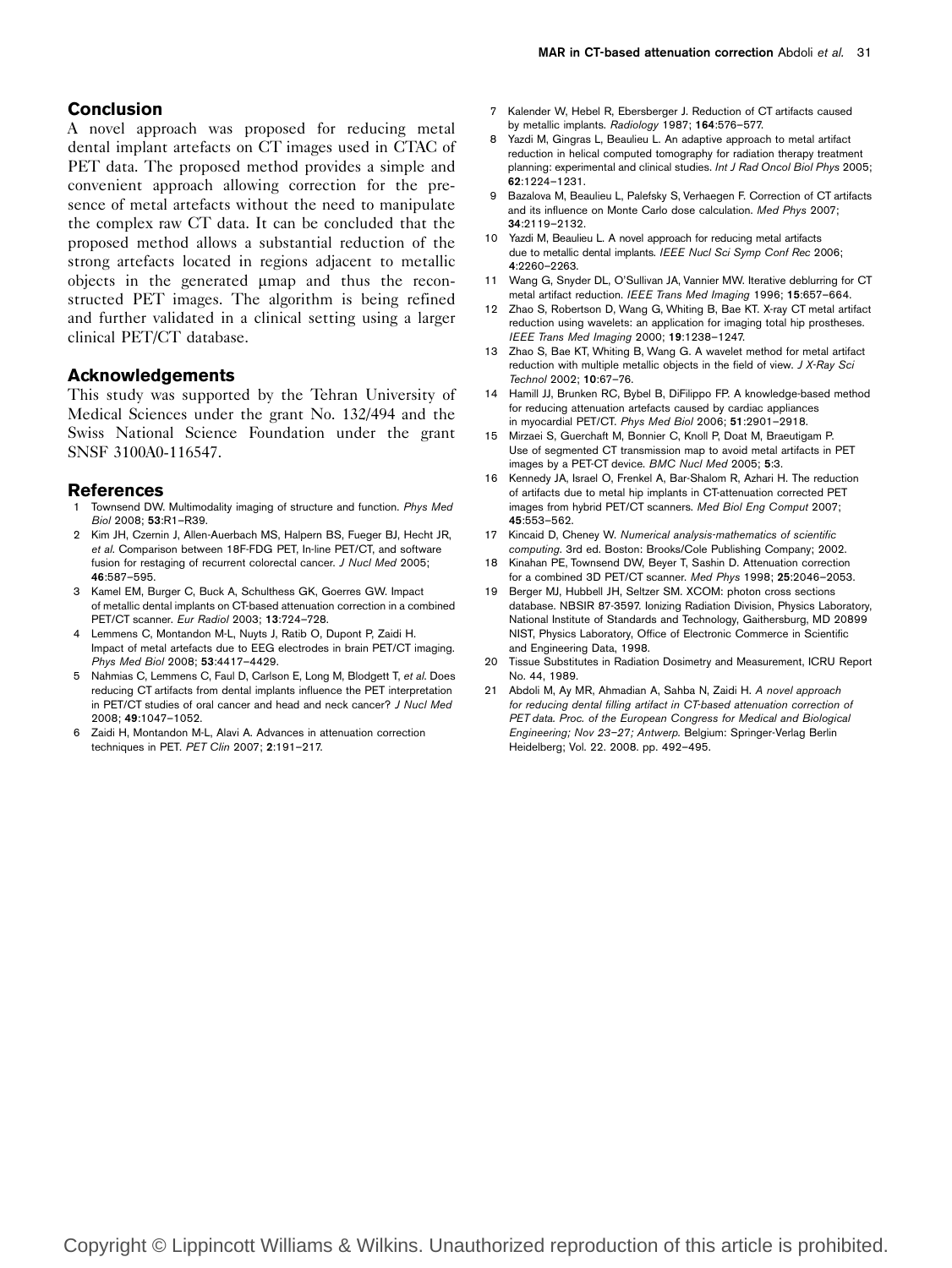## Conclusion

A novel approach was proposed for reducing metal dental implant artefacts on CT images used in CTAC of PET data. The proposed method provides a simple and convenient approach allowing correction for the presence of metal artefacts without the need to manipulate the complex raw CT data. It can be concluded that the proposed method allows a substantial reduction of the strong artefacts located in regions adjacent to metallic objects in the generated μmap and thus the reconstructed PET images. The algorithm is being refined and further validated in a clinical setting using a larger clinical PET/CT database.

## Acknowledgements

This study was supported by the Tehran University of Medical Sciences under the grant No. 132/494 and the Swiss National Science Foundation under the grant SNSF 3100A0-116547.

## References

1. Townsend DW. Multimodality imaging of structure and function. *Phys Med Biol* 2008; **53**:R1–R39.
2. Kim JH, Czernin J, Allen-Auerbach MS, Halpern BS, Fueger BJ, Hecht JR, *et al.* Comparison between 18F-FDG PET, In-line PET/CT, and software fusion for restaging of recurrent colorectal cancer. *J Nucl Med* 2005; **46**:587–595.
3. Kamel EM, Burger C, Buck A, Schulthess GK, Goerres GW. Impact of metallic dental implants on CT-based attenuation correction in a combined PET/CT scanner. *Eur Radiol* 2003; **13**:724–728.
4. Lemmens C, Montandon M-L, Nuyts J, Ratib O, Dupont P, Zaidi H. Impact of metal artefacts due to EEG electrodes in brain PET/CT imaging. *Phys Med Biol* 2008; **53**:4417–4429.
5. Nahmias C, Lemmens C, Faul D, Carlson E, Long M, Blodgett T, *et al.* Does reducing CT artifacts from dental implants influence the PET interpretation in PET/CT studies of oral cancer and head and neck cancer? *J Nucl Med* 2008; **49**:1047–1052.
6. Zaidi H, Montandon M-L, Alavi A. Advances in attenuation correction techniques in PET. *PET Clin* 2007; **2**:191–217.
7. Kalender W, Hebel R, Ebersberger J. Reduction of CT artifacts caused by metallic implants. *Radiology* 1987; **164**:576–577.
8. Yazdi M, Gingras L, Beaulieu L. An adaptive approach to metal artifact reduction in helical computed tomography for radiation therapy treatment planning: experimental and clinical studies. *Int J Rad Oncol Biol Phys* 2005; **62**:1224–1231.
9. Bazalova M, Beaulieu L, Palefsky S, Verhaegen F. Correction of CT artifacts and its influence on Monte Carlo dose calculation. *Med Phys* 2007; **34**:2119–2132.
10. Yazdi M, Beaulieu L. A novel approach for reducing metal artifacts due to metallic dental implants. *IEEE Nucl Sci Symp Conf Rec* 2006; **4**:2260–2263.
11. Wang G, Snyder DL, O'Sullivan JA, Vannier MW. Iterative deblurring for CT metal artifact reduction. *IEEE Trans Med Imaging* 1996; **15**:657–664.
12. Zhao S, Robertson D, Wang G, Whiting B, Bae KT. X-ray CT metal artifact reduction using wavelets: an application for imaging total hip prostheses. *IEEE Trans Med Imaging* 2000; **19**:1238–1247.
13. Zhao S, Bae KT, Whiting B, Wang G. A wavelet method for metal artifact reduction with multiple metallic objects in the field of view. *J X-Ray Sci Technol* 2002; **10**:67–76.
14. Hamill JJ, Brunken RC, Bybel B, DiFilippo FP. A knowledge-based method for reducing attenuation artefacts caused by cardiac appliances in myocardial PET/CT. *Phys Med Biol* 2006; **51**:2901–2918.
15. Mirzaei S, Guerchaft M, Bonnier C, Knoll P, Doat M, Braeutigam P. Use of segmented CT transmission map to avoid metal artifacts in PET images by a PET-CT device. *BMC Nucl Med* 2005; **5**:3.
16. Kennedy JA, Israel O, Frenkel A, Bar-Shalom R, Azhari H. The reduction of artifacts due to metal hip implants in CT-attenuation corrected PET images from hybrid PET/CT scanners. *Med Biol Eng Comput* 2007; **45**:553–562.
17. Kincaid D, Cheney W. *Numerical analysis-mathematics of scientific computing*. 3rd ed. Boston: Brooks/Cole Publishing Company; 2002.
18. Kinahan PE, Townsend DW, Beyer T, Sashin D. Attenuation correction for a combined 3D PET/CT scanner. *Med Phys* 1998; **25**:2046–2053.
19. Berger MJ, Hubbell JH, Seltzer SM. XCOM: photon cross sections database. NBSIR 87-3597. Ionizing Radiation Division, Physics Laboratory, National Institute of Standards and Technology, Gaithersburg, MD 20899 NIST, Physics Laboratory, Office of Electronic Commerce in Scientific and Engineering Data, 1998.
20. Tissue Substitutes in Radiation Dosimetry and Measurement, ICRU Report No. 44, 1989.
21. Abdoli M, Ay MR, Ahmadian A, Sahba N, Zaidi H. *A novel approach for reducing dental filling artifact in CT-based attenuation correction of PET data. Proc. of the European Congress for Medical and Biological Engineering; Nov 23–27; Antwerp.* Belgium: Springer-Verlag Berlin Heidelberg; Vol. 22. 2008. pp. 492–495.

Copyright © Lippincott Williams & Wilkins. Unauthorized reproduction of this article is prohibited.